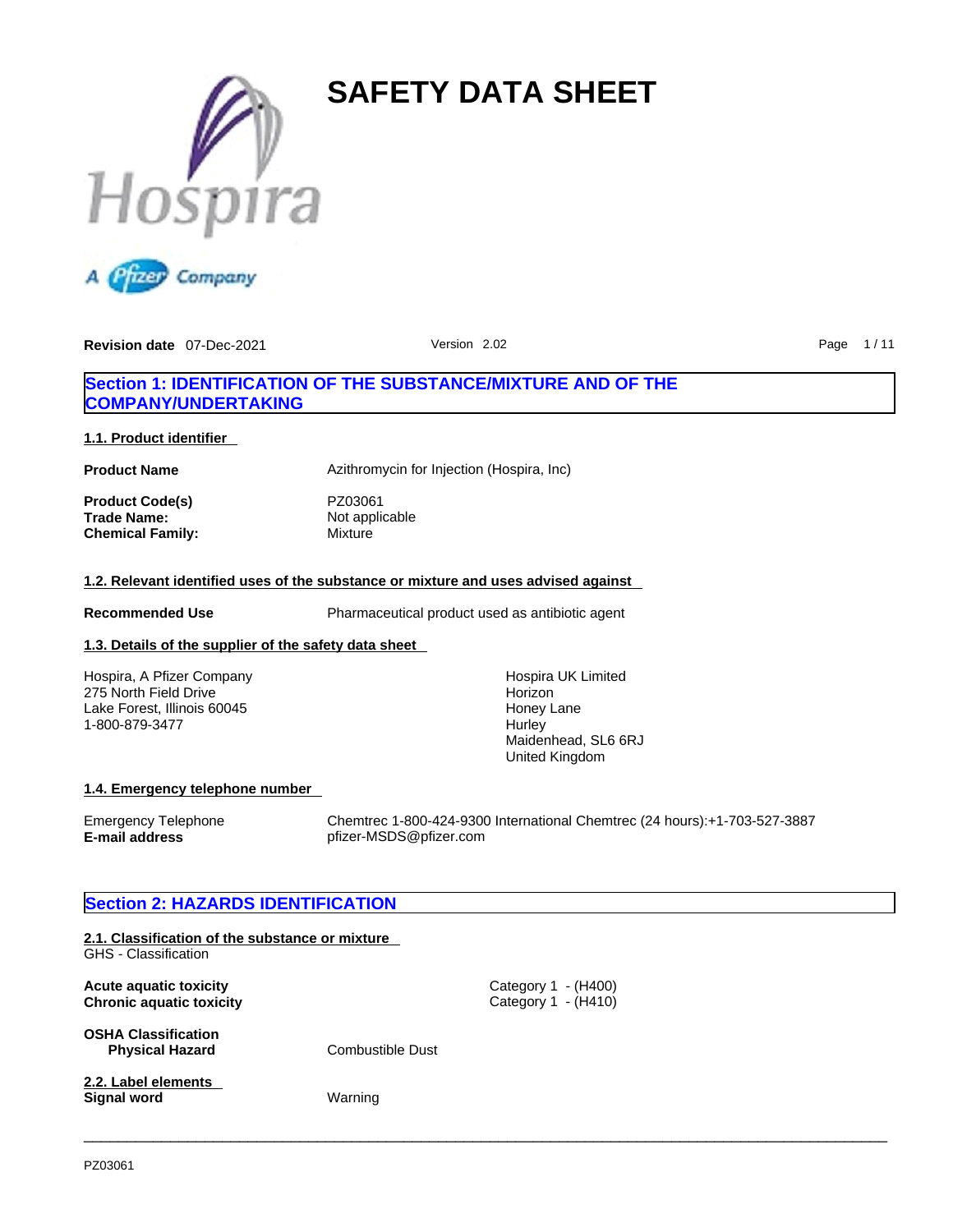# SAFETY DATA SHEET

**Revision date** 07-Dec-2021 Version 2.02

## Section 1: IDENTIFICATION OF THE SUBSTANCE/MIXTURE AND OF THE COMPANY/UNDERTAKING

### 1.1. Product identifier

**Product Name** Azithromycin for Injection (Hospira, Inc)

**Product Code(s)** PZ03061
**Trade Name:** Not applicable
**Chemical Family:** Mixture

### 1.2. Relevant identified uses of the substance or mixture and uses advised against

**Recommended Use** Pharmaceutical product used as antibiotic agent

### 1.3. Details of the supplier of the safety data sheet

Hospira, A Pfizer Company
275 North Field Drive
Lake Forest, Illinois 60045
1-800-879-3477

Hospira UK Limited
Horizon
Honey Lane
Hurley
Maidenhead, SL6 6RJ
United Kingdom

### 1.4. Emergency telephone number

Emergency Telephone Chemtrec 1-800-424-9300 International Chemtrec (24 hours):+1-703-527-3887
**E-mail address** pfizer-MSDS@pfizer.com

## Section 2: HAZARDS IDENTIFICATION

### 2.1. Classification of the substance or mixture

GHS - Classification

**Acute aquatic toxicity** Category 1 - (H400)
**Chronic aquatic toxicity** Category 1 - (H410)

**OSHA Classification**
**Physical Hazard** Combustible Dust

### 2.2. Label elements

**Signal word** Warning

PZ03061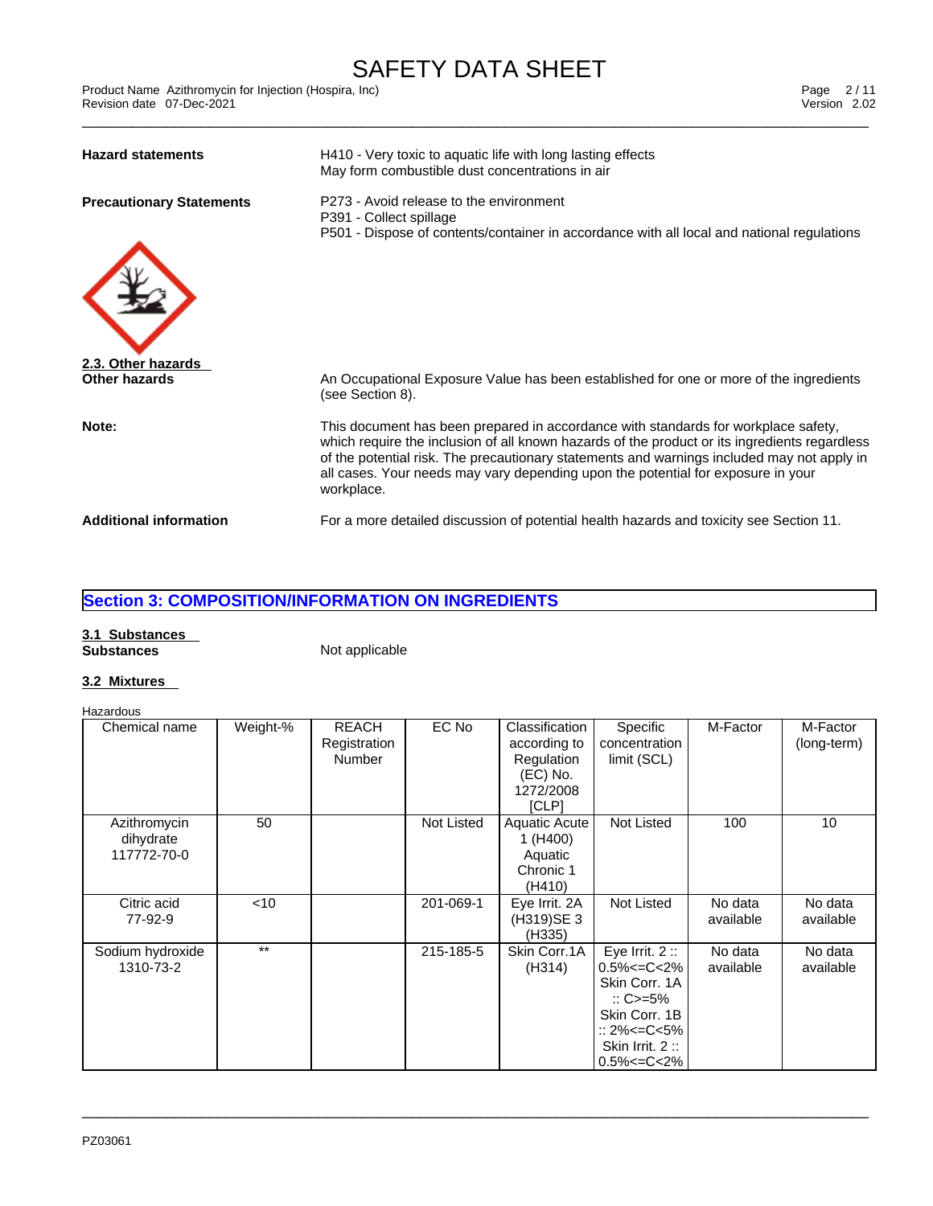**Hazard statements**

H410 - Very toxic to aquatic life with long lasting effects
May form combustible dust concentrations in air

**Precautionary Statements**

P273 - Avoid release to the environment
P391 - Collect spillage
P501 - Dispose of contents/container in accordance with all local and national regulations

**2.3. Other hazards**

**Other hazards**

An Occupational Exposure Value has been established for one or more of the ingredients (see Section 8).

**Note:**

This document has been prepared in accordance with standards for workplace safety, which require the inclusion of all known hazards of the product or its ingredients regardless of the potential risk. The precautionary statements and warnings included may not apply in all cases. Your needs may vary depending upon the potential for exposure in your workplace.

**Additional information**

For a more detailed discussion of potential health hazards and toxicity see Section 11.

## Section 3: COMPOSITION/INFORMATION ON INGREDIENTS

**3.1 Substances**

**Substances**

Not applicable

**3.2 Mixtures**

Hazardous

| Chemical name | Weight-% | REACH Registration Number | EC No | Classification according to Regulation (EC) No. 1272/2008 [CLP] | Specific concentration limit (SCL) | M-Factor | M-Factor (long-term) |
|---|---|---|---|---|---|---|---|
| Azithromycin dihydrate 117772-70-0 | 50 | | Not Listed | Aquatic Acute 1 (H400) Aquatic Chronic 1 (H410) | Not Listed | 100 | 10 |
| Citric acid 77-92-9 | <10 | | 201-069-1 | Eye Irrit. 2A (H319)SE 3 (H335) | Not Listed | No data available | No data available |
| Sodium hydroxide 1310-73-2 | ** | | 215-185-5 | Skin Corr.1A (H314) | Eye Irrit. 2 :: 0.5%<=C<2% Skin Corr. 1A :: C>=5% Skin Corr. 1B :: 2%<=C<5% Skin Irrit. 2 :: 0.5%<=C<2% | No data available | No data available |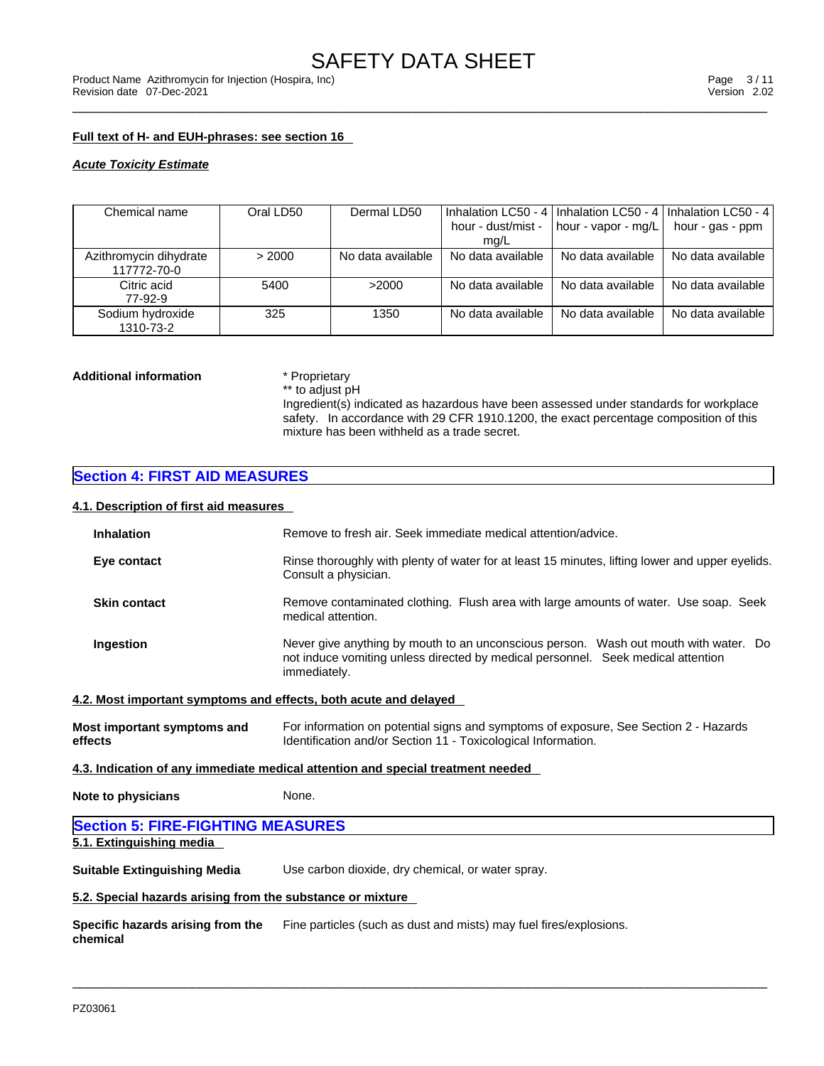**Full text of H- and EUH-phrases: see section 16**

***Acute Toxicity Estimate***

| Chemical name | Oral LD50 | Dermal LD50 | Inhalation LC50 - 4 hour - dust/mist - mg/L | Inhalation LC50 - 4 hour - vapor - mg/L | Inhalation LC50 - 4 hour - gas - ppm |
|---|---|---|---|---|---|
| Azithromycin dihydrate 117772-70-0 | > 2000 | No data available | No data available | No data available | No data available |
| Citric acid 77-92-9 | 5400 | >2000 | No data available | No data available | No data available |
| Sodium hydroxide 1310-73-2 | 325 | 1350 | No data available | No data available | No data available |

**Additional information**

* Proprietary
** to adjust pH
Ingredient(s) indicated as hazardous have been assessed under standards for workplace safety. In accordance with 29 CFR 1910.1200, the exact percentage composition of this mixture has been withheld as a trade secret.

## Section 4: FIRST AID MEASURES

### 4.1. Description of first aid measures

**Inhalation**
Remove to fresh air. Seek immediate medical attention/advice.

**Eye contact**
Rinse thoroughly with plenty of water for at least 15 minutes, lifting lower and upper eyelids. Consult a physician.

**Skin contact**
Remove contaminated clothing. Flush area with large amounts of water. Use soap. Seek medical attention.

**Ingestion**
Never give anything by mouth to an unconscious person. Wash out mouth with water. Do not induce vomiting unless directed by medical personnel. Seek medical attention immediately.

### 4.2. Most important symptoms and effects, both acute and delayed

**Most important symptoms and effects**
For information on potential signs and symptoms of exposure, See Section 2 - Hazards Identification and/or Section 11 - Toxicological Information.

### 4.3. Indication of any immediate medical attention and special treatment needed

**Note to physicians**
None.

## Section 5: FIRE-FIGHTING MEASURES

### 5.1. Extinguishing media

**Suitable Extinguishing Media**
Use carbon dioxide, dry chemical, or water spray.

### 5.2. Special hazards arising from the substance or mixture

**Specific hazards arising from the chemical**
Fine particles (such as dust and mists) may fuel fires/explosions.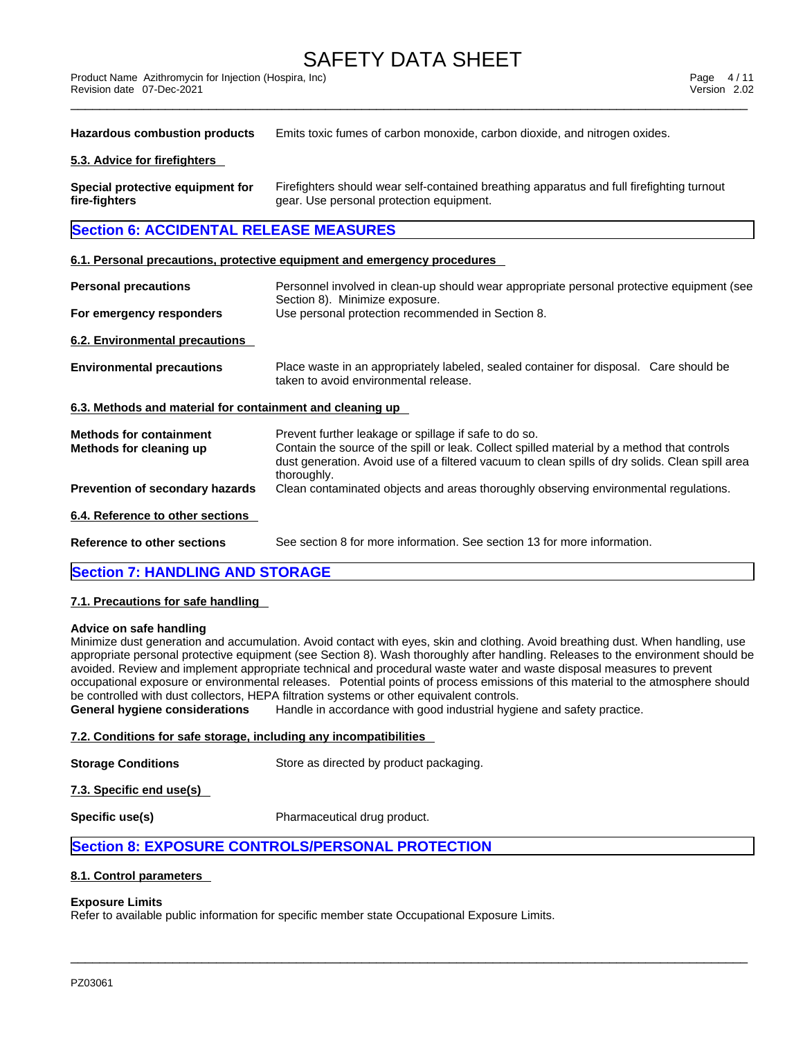| | |
|---|---|
| **Hazardous combustion products** | Emits toxic fumes of carbon monoxide, carbon dioxide, and nitrogen oxides. |

### 5.3. Advice for firefighters

| | |
|---|---|
| **Special protective equipment for fire-fighters** | Firefighters should wear self-contained breathing apparatus and full firefighting turnout gear. Use personal protection equipment. |

## Section 6: ACCIDENTAL RELEASE MEASURES

### 6.1. Personal precautions, protective equipment and emergency procedures

| | |
|---|---|
| **Personal precautions** | Personnel involved in clean-up should wear appropriate personal protective equipment (see Section 8). Minimize exposure. |
| **For emergency responders** | Use personal protection recommended in Section 8. |

### 6.2. Environmental precautions

| | |
|---|---|
| **Environmental precautions** | Place waste in an appropriately labeled, sealed container for disposal. Care should be taken to avoid environmental release. |

### 6.3. Methods and material for containment and cleaning up

| | |
|---|---|
| **Methods for containment** | Prevent further leakage or spillage if safe to do so. |
| **Methods for cleaning up** | Contain the source of the spill or leak. Collect spilled material by a method that controls dust generation. Avoid use of a filtered vacuum to clean spills of dry solids. Clean spill area thoroughly. |
| **Prevention of secondary hazards** | Clean contaminated objects and areas thoroughly observing environmental regulations. |

### 6.4. Reference to other sections

| | |
|---|---|
| **Reference to other sections** | See section 8 for more information. See section 13 for more information. |

## Section 7: HANDLING AND STORAGE

### 7.1. Precautions for safe handling

**Advice on safe handling**

Minimize dust generation and accumulation. Avoid contact with eyes, skin and clothing. Avoid breathing dust. When handling, use appropriate personal protective equipment (see Section 8). Wash thoroughly after handling. Releases to the environment should be avoided. Review and implement appropriate technical and procedural waste water and waste disposal measures to prevent occupational exposure or environmental releases. Potential points of process emissions of this material to the atmosphere should be controlled with dust collectors, HEPA filtration systems or other equivalent controls.

| | |
|---|---|
| **General hygiene considerations** | Handle in accordance with good industrial hygiene and safety practice. |

### 7.2. Conditions for safe storage, including any incompatibilities

| | |
|---|---|
| **Storage Conditions** | Store as directed by product packaging. |

### 7.3. Specific end use(s)

| | |
|---|---|
| **Specific use(s)** | Pharmaceutical drug product. |

## Section 8: EXPOSURE CONTROLS/PERSONAL PROTECTION

### 8.1. Control parameters

**Exposure Limits**

Refer to available public information for specific member state Occupational Exposure Limits.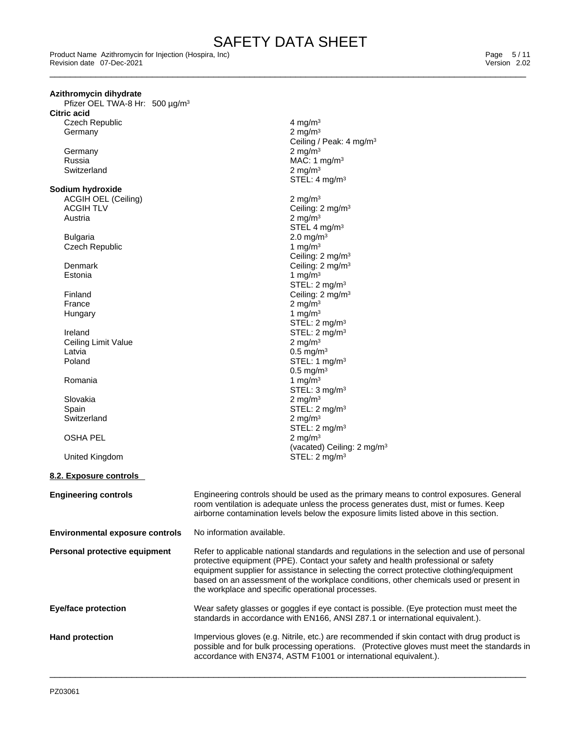**Azithromycin dihydrate**

| | |
|---|---|
| Pfizer OEL TWA-8 Hr: 500 µg/m³ | |

**Citric acid**

| | |
|---|---|
| Czech Republic | 4 mg/m³ |
| Germany | 2 mg/m³<br>Ceiling / Peak: 4 mg/m³ |
| Germany | 2 mg/m³ |
| Russia | MAC: 1 mg/m³ |
| Switzerland | 2 mg/m³<br>STEL: 4 mg/m³ |

**Sodium hydroxide**

| | |
|---|---|
| ACGIH OEL (Ceiling) | 2 mg/m³ |
| ACGIH TLV | Ceiling: 2 mg/m³ |
| Austria | 2 mg/m³<br>STEL 4 mg/m³ |
| Bulgaria | 2.0 mg/m³ |
| Czech Republic | 1 mg/m³<br>Ceiling: 2 mg/m³ |
| Denmark | Ceiling: 2 mg/m³ |
| Estonia | 1 mg/m³<br>STEL: 2 mg/m³ |
| Finland | Ceiling: 2 mg/m³ |
| France | 2 mg/m³ |
| Hungary | 1 mg/m³<br>STEL: 2 mg/m³ |
| Ireland | STEL: 2 mg/m³ |
| Ceiling Limit Value | 2 mg/m³ |
| Latvia | 0.5 mg/m³ |
| Poland | STEL: 1 mg/m³<br>0.5 mg/m³ |
| Romania | 1 mg/m³<br>STEL: 3 mg/m³ |
| Slovakia | 2 mg/m³ |
| Spain | STEL: 2 mg/m³ |
| Switzerland | 2 mg/m³<br>STEL: 2 mg/m³ |
| OSHA PEL | 2 mg/m³<br>(vacated) Ceiling: 2 mg/m³ |
| United Kingdom | STEL: 2 mg/m³ |

### 8.2. Exposure controls

**Engineering controls**
Engineering controls should be used as the primary means to control exposures. General room ventilation is adequate unless the process generates dust, mist or fumes. Keep airborne contamination levels below the exposure limits listed above in this section.

**Environmental exposure controls**
No information available.

**Personal protective equipment**
Refer to applicable national standards and regulations in the selection and use of personal protective equipment (PPE). Contact your safety and health professional or safety equipment supplier for assistance in selecting the correct protective clothing/equipment based on an assessment of the workplace conditions, other chemicals used or present in the workplace and specific operational processes.

**Eye/face protection**
Wear safety glasses or goggles if eye contact is possible. (Eye protection must meet the standards in accordance with EN166, ANSI Z87.1 or international equivalent.).

**Hand protection**
Impervious gloves (e.g. Nitrile, etc.) are recommended if skin contact with drug product is possible and for bulk processing operations. (Protective gloves must meet the standards in accordance with EN374, ASTM F1001 or international equivalent.).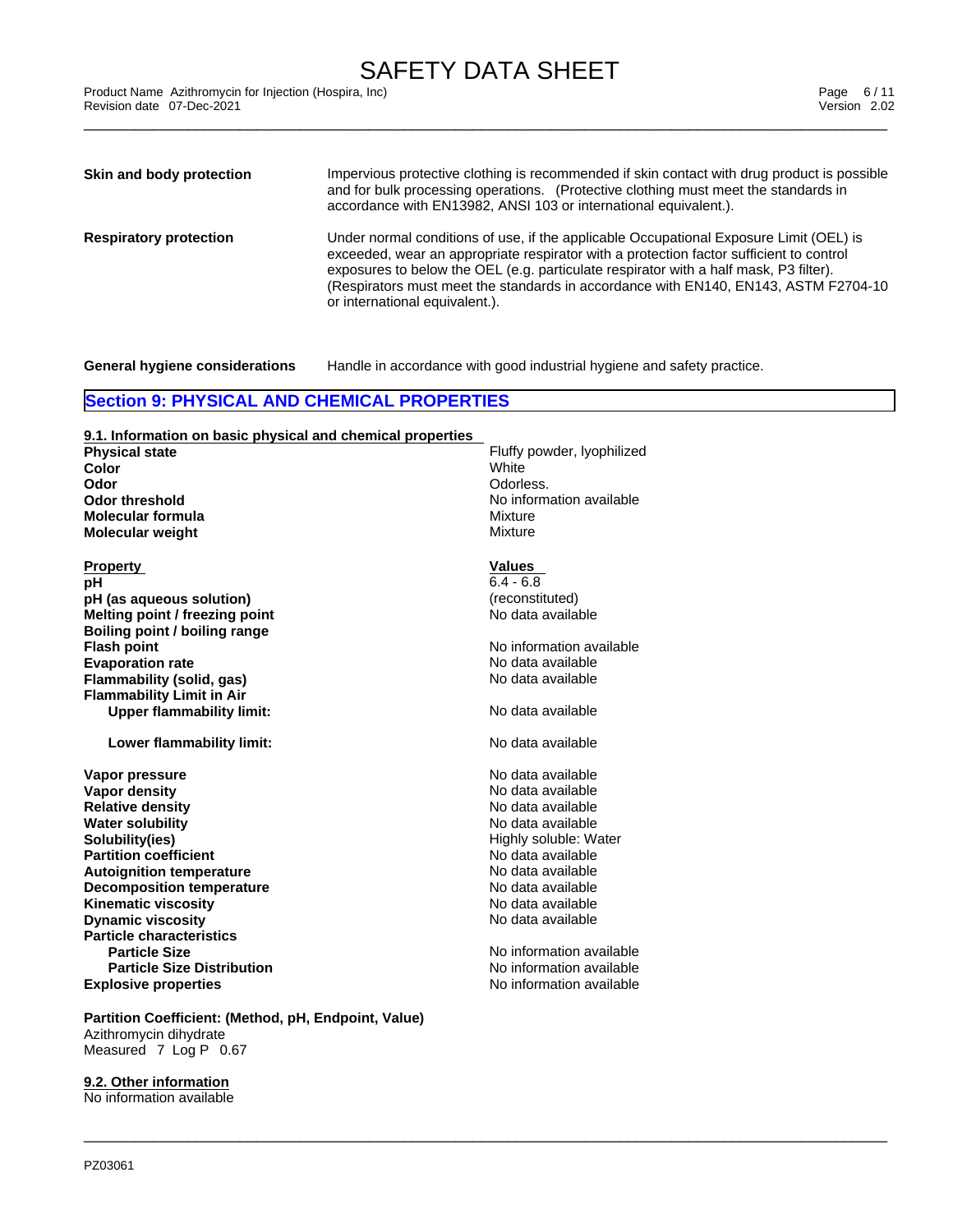**Skin and body protection**

Impervious protective clothing is recommended if skin contact with drug product is possible and for bulk processing operations. (Protective clothing must meet the standards in accordance with EN13982, ANSI 103 or international equivalent.).

**Respiratory protection**

Under normal conditions of use, if the applicable Occupational Exposure Limit (OEL) is exceeded, wear an appropriate respirator with a protection factor sufficient to control exposures to below the OEL (e.g. particulate respirator with a half mask, P3 filter). (Respirators must meet the standards in accordance with EN140, EN143, ASTM F2704-10 or international equivalent.).

**General hygiene considerations**

Handle in accordance with good industrial hygiene and safety practice.

## Section 9: PHYSICAL AND CHEMICAL PROPERTIES

### 9.1. Information on basic physical and chemical properties

| | |
|---|---|
| **Physical state** | Fluffy powder, lyophilized |
| **Color** | White |
| **Odor** | Odorless. |
| **Odor threshold** | No information available |
| **Molecular formula** | Mixture |
| **Molecular weight** | Mixture |

| **Property** | **Values** |
|---|---|
| **pH** | 6.4 - 6.8 |
| **pH (as aqueous solution)** | (reconstituted) |
| **Melting point / freezing point** | No data available |
| **Boiling point / boiling range** | |
| **Flash point** | No information available |
| **Evaporation rate** | No data available |
| **Flammability (solid, gas)** | No data available |
| **Flammability Limit in Air** | |
| **Upper flammability limit:** | No data available |
| **Lower flammability limit:** | No data available |
| **Vapor pressure** | No data available |
| **Vapor density** | No data available |
| **Relative density** | No data available |
| **Water solubility** | No data available |
| **Solubility(ies)** | Highly soluble: Water |
| **Partition coefficient** | No data available |
| **Autoignition temperature** | No data available |
| **Decomposition temperature** | No data available |
| **Kinematic viscosity** | No data available |
| **Dynamic viscosity** | No data available |
| **Particle characteristics** | |
| **Particle Size** | No information available |
| **Particle Size Distribution** | No information available |
| **Explosive properties** | No information available |

**Partition Coefficient: (Method, pH, Endpoint, Value)**
Azithromycin dihydrate
Measured 7 Log P 0.67

### 9.2. Other information

No information available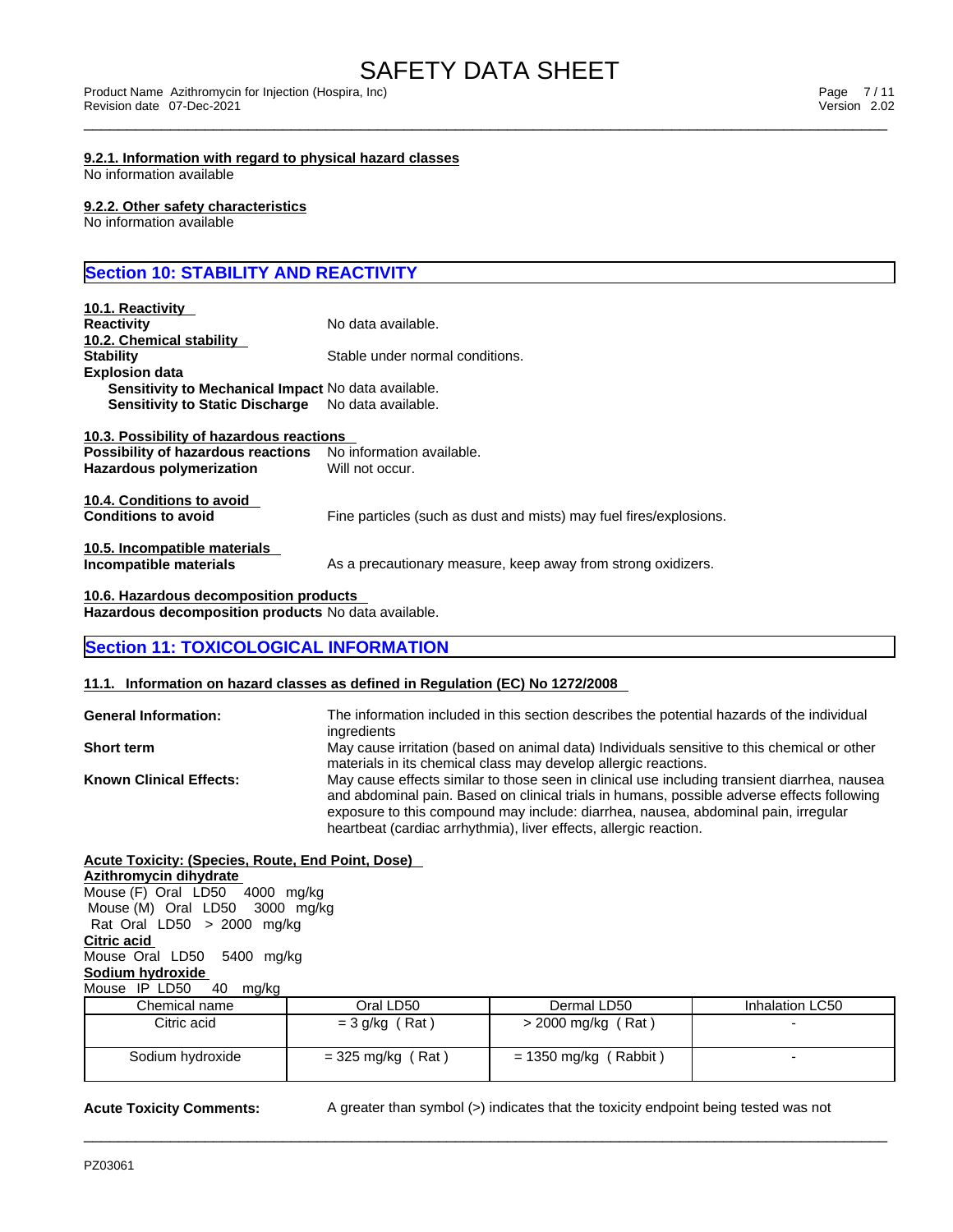#### 9.2.1. Information with regard to physical hazard classes

No information available

#### 9.2.2. Other safety characteristics

No information available

## Section 10: STABILITY AND REACTIVITY

#### 10.1. Reactivity

**Reactivity** No data available.

#### 10.2. Chemical stability

**Stability** Stable under normal conditions.

**Explosion data**

- **Sensitivity to Mechanical Impact** No data available.
- **Sensitivity to Static Discharge** No data available.

#### 10.3. Possibility of hazardous reactions

**Possibility of hazardous reactions** No information available.

**Hazardous polymerization** Will not occur.

#### 10.4. Conditions to avoid

**Conditions to avoid** Fine particles (such as dust and mists) may fuel fires/explosions.

#### 10.5. Incompatible materials

**Incompatible materials** As a precautionary measure, keep away from strong oxidizers.

#### 10.6. Hazardous decomposition products

**Hazardous decomposition products** No data available.

## Section 11: TOXICOLOGICAL INFORMATION

#### 11.1. Information on hazard classes as defined in Regulation (EC) No 1272/2008

**General Information:** The information included in this section describes the potential hazards of the individual ingredients

**Short term** May cause irritation (based on animal data) Individuals sensitive to this chemical or other materials in its chemical class may develop allergic reactions.

**Known Clinical Effects:** May cause effects similar to those seen in clinical use including transient diarrhea, nausea and abdominal pain. Based on clinical trials in humans, possible adverse effects following exposure to this compound may include: diarrhea, nausea, abdominal pain, irregular heartbeat (cardiac arrhythmia), liver effects, allergic reaction.

**Acute Toxicity: (Species, Route, End Point, Dose)**

**Azithromycin dihydrate**

Mouse (F) Oral LD50 4000 mg/kg
Mouse (M) Oral LD50 3000 mg/kg
Rat Oral LD50 > 2000 mg/kg

**Citric acid**

Mouse Oral LD50 5400 mg/kg

**Sodium hydroxide**

Mouse IP LD50 40 mg/kg

| Chemical name | Oral LD50 | Dermal LD50 | Inhalation LC50 |
|---|---|---|---|
| Citric acid | = 3 g/kg ( Rat ) | > 2000 mg/kg ( Rat ) | - |
| Sodium hydroxide | = 325 mg/kg ( Rat ) | = 1350 mg/kg ( Rabbit ) | - |

**Acute Toxicity Comments:** A greater than symbol (>) indicates that the toxicity endpoint being tested was not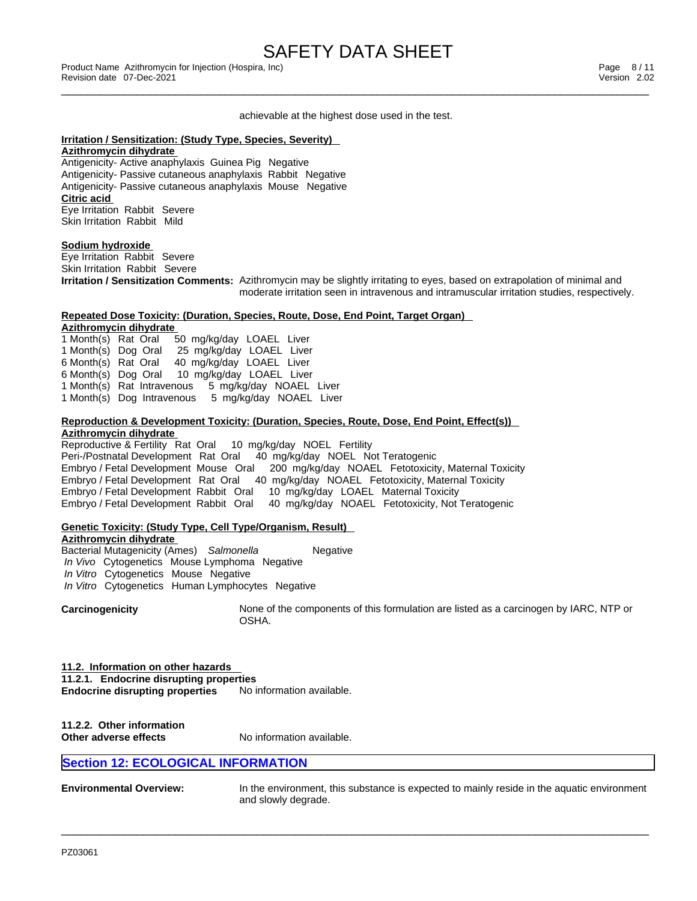achievable at the highest dose used in the test.

**Irritation / Sensitization: (Study Type, Species, Severity)**

**Azithromycin dihydrate**

Antigenicity- Active anaphylaxis Guinea Pig Negative
Antigenicity- Passive cutaneous anaphylaxis Rabbit Negative
Antigenicity- Passive cutaneous anaphylaxis Mouse Negative

**Citric acid**

Eye Irritation Rabbit Severe
Skin Irritation Rabbit Mild

**Sodium hydroxide**

Eye Irritation Rabbit Severe
Skin Irritation Rabbit Severe

**Irritation / Sensitization Comments:** Azithromycin may be slightly irritating to eyes, based on extrapolation of minimal and moderate irritation seen in intravenous and intramuscular irritation studies, respectively.

**Repeated Dose Toxicity: (Duration, Species, Route, Dose, End Point, Target Organ)**

**Azithromycin dihydrate**

1 Month(s) Rat Oral 50 mg/kg/day LOAEL Liver
1 Month(s) Dog Oral 25 mg/kg/day LOAEL Liver
6 Month(s) Rat Oral 40 mg/kg/day LOAEL Liver
6 Month(s) Dog Oral 10 mg/kg/day LOAEL Liver
1 Month(s) Rat Intravenous 5 mg/kg/day NOAEL Liver
1 Month(s) Dog Intravenous 5 mg/kg/day NOAEL Liver

**Reproduction & Development Toxicity: (Duration, Species, Route, Dose, End Point, Effect(s))**

**Azithromycin dihydrate**

Reproductive & Fertility Rat Oral 10 mg/kg/day NOEL Fertility
Peri-/Postnatal Development Rat Oral 40 mg/kg/day NOEL Not Teratogenic
Embryo / Fetal Development Mouse Oral 200 mg/kg/day NOAEL Fetotoxicity, Maternal Toxicity
Embryo / Fetal Development Rat Oral 40 mg/kg/day NOAEL Fetotoxicity, Maternal Toxicity
Embryo / Fetal Development Rabbit Oral 10 mg/kg/day LOAEL Maternal Toxicity
Embryo / Fetal Development Rabbit Oral 40 mg/kg/day NOAEL Fetotoxicity, Not Teratogenic

**Genetic Toxicity: (Study Type, Cell Type/Organism, Result)**

**Azithromycin dihydrate**

Bacterial Mutagenicity (Ames) *Salmonella* Negative
*In Vivo* Cytogenetics Mouse Lymphoma Negative
*In Vitro* Cytogenetics Mouse Negative
*In Vitro* Cytogenetics Human Lymphocytes Negative

**Carcinogenicity** None of the components of this formulation are listed as a carcinogen by IARC, NTP or OSHA.

**11.2. Information on other hazards**

**11.2.1. Endocrine disrupting properties**

**Endocrine disrupting properties** No information available.

**11.2.2. Other information**

**Other adverse effects** No information available.

## Section 12: ECOLOGICAL INFORMATION

**Environmental Overview:** In the environment, this substance is expected to mainly reside in the aquatic environment and slowly degrade.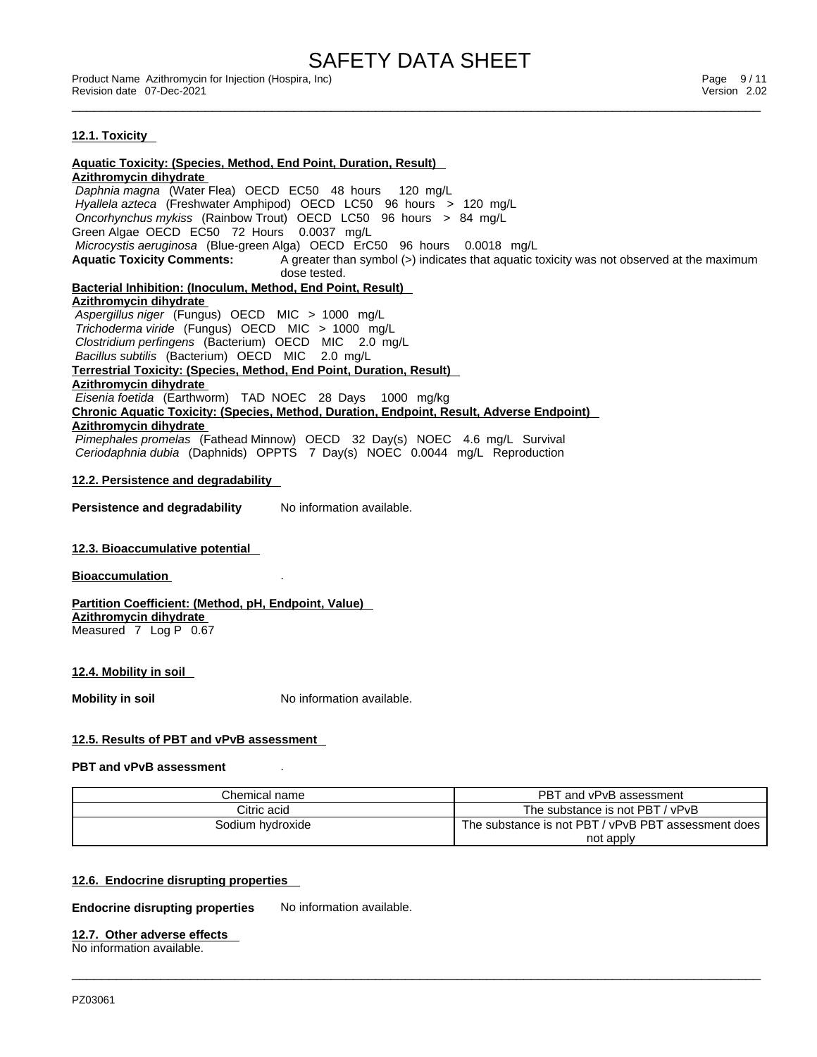### 12.1. Toxicity

**Aquatic Toxicity: (Species, Method, End Point, Duration, Result)**
**Azithromycin dihydrate**
*Daphnia magna* (Water Flea) OECD EC50 48 hours 120 mg/L
*Hyallela azteca* (Freshwater Amphipod) OECD LC50 96 hours > 120 mg/L
*Oncorhynchus mykiss* (Rainbow Trout) OECD LC50 96 hours > 84 mg/L
Green Algae OECD EC50 72 Hours 0.0037 mg/L
*Microcystis aeruginosa* (Blue-green Alga) OECD ErC50 96 hours 0.0018 mg/L

**Aquatic Toxicity Comments:** A greater than symbol (>) indicates that aquatic toxicity was not observed at the maximum dose tested.

**Bacterial Inhibition: (Inoculum, Method, End Point, Result)**
**Azithromycin dihydrate**
*Aspergillus niger* (Fungus) OECD MIC > 1000 mg/L
*Trichoderma viride* (Fungus) OECD MIC > 1000 mg/L
*Clostridium perfingens* (Bacterium) OECD MIC 2.0 mg/L
*Bacillus subtilis* (Bacterium) OECD MIC 2.0 mg/L

**Terrestrial Toxicity: (Species, Method, End Point, Duration, Result)**
**Azithromycin dihydrate**
*Eisenia foetida* (Earthworm) TAD NOEC 28 Days 1000 mg/kg

**Chronic Aquatic Toxicity: (Species, Method, Duration, Endpoint, Result, Adverse Endpoint)**
**Azithromycin dihydrate**
*Pimephales promelas* (Fathead Minnow) OECD 32 Day(s) NOEC 4.6 mg/L Survival
*Ceriodaphnia dubia* (Daphnids) OPPTS 7 Day(s) NOEC 0.0044 mg/L Reproduction

### 12.2. Persistence and degradability

**Persistence and degradability** No information available.

### 12.3. Bioaccumulative potential

**Bioaccumulation** .

**Partition Coefficient: (Method, pH, Endpoint, Value)**
**Azithromycin dihydrate**
Measured 7 Log P 0.67

### 12.4. Mobility in soil

**Mobility in soil** No information available.

### 12.5. Results of PBT and vPvB assessment

**PBT and vPvB assessment** .

| Chemical name | PBT and vPvB assessment |
|---|---|
| Citric acid | The substance is not PBT / vPvB |
| Sodium hydroxide | The substance is not PBT / vPvB PBT assessment does not apply |

### 12.6. Endocrine disrupting properties

**Endocrine disrupting properties** No information available.

### 12.7. Other adverse effects

No information available.

PZ03061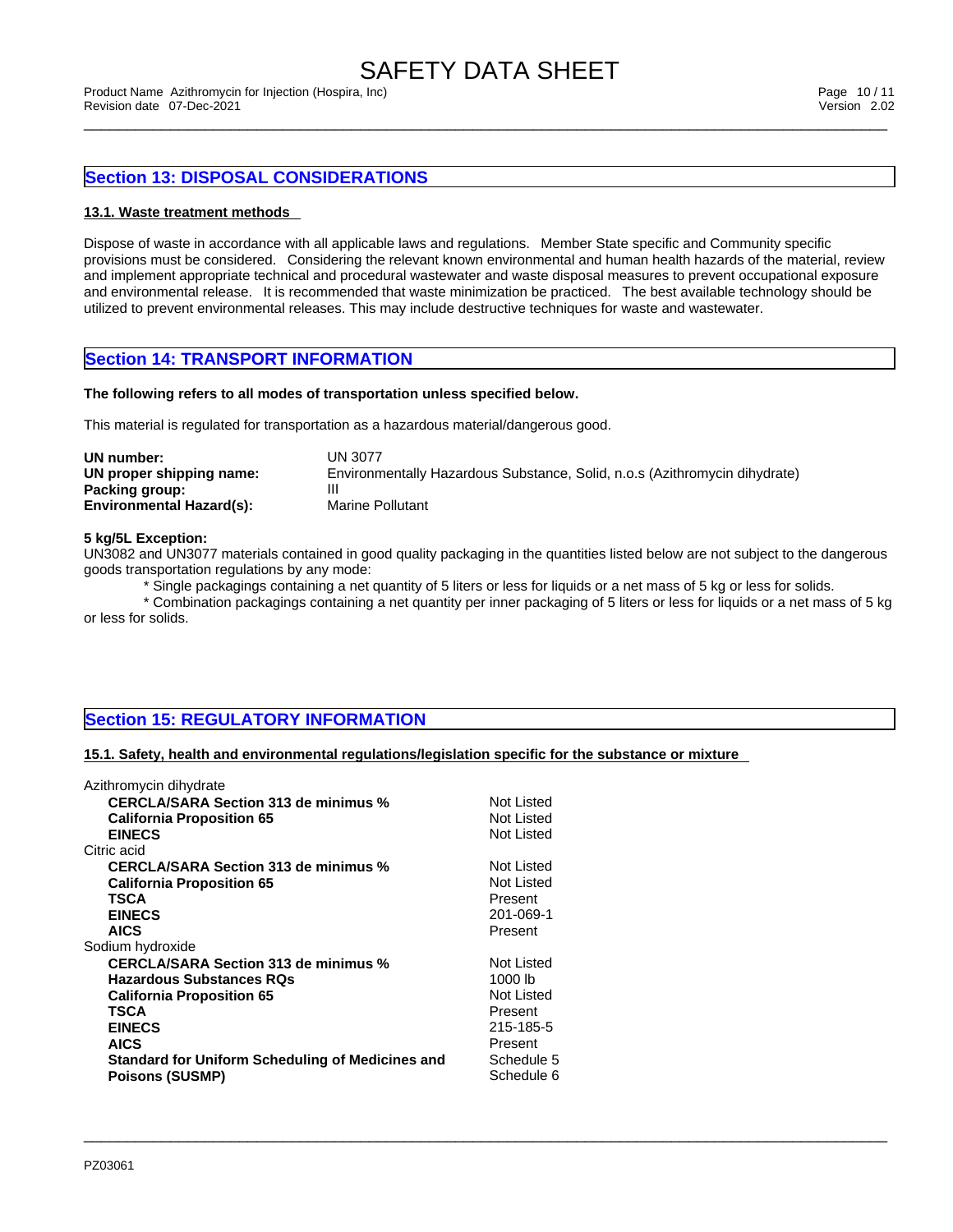## Section 13: DISPOSAL CONSIDERATIONS

### 13.1. Waste treatment methods

Dispose of waste in accordance with all applicable laws and regulations. Member State specific and Community specific provisions must be considered. Considering the relevant known environmental and human health hazards of the material, review and implement appropriate technical and procedural wastewater and waste disposal measures to prevent occupational exposure and environmental release. It is recommended that waste minimization be practiced. The best available technology should be utilized to prevent environmental releases. This may include destructive techniques for waste and wastewater.

## Section 14: TRANSPORT INFORMATION

**The following refers to all modes of transportation unless specified below.**

This material is regulated for transportation as a hazardous material/dangerous good.

| | |
|---|---|
| **UN number:** | UN 3077 |
| **UN proper shipping name:** | Environmentally Hazardous Substance, Solid, n.o.s (Azithromycin dihydrate) |
| **Packing group:** | III |
| **Environmental Hazard(s):** | Marine Pollutant |

**5 kg/5L Exception:**
UN3082 and UN3077 materials contained in good quality packaging in the quantities listed below are not subject to the dangerous goods transportation regulations by any mode:

* Single packagings containing a net quantity of 5 liters or less for liquids or a net mass of 5 kg or less for solids.
* Combination packagings containing a net quantity per inner packaging of 5 liters or less for liquids or a net mass of 5 kg or less for solids.

## Section 15: REGULATORY INFORMATION

### 15.1. Safety, health and environmental regulations/legislation specific for the substance or mixture

| | |
|---|---|
| Azithromycin dihydrate | |
| **CERCLA/SARA Section 313 de minimus %** | Not Listed |
| **California Proposition 65** | Not Listed |
| **EINECS** | Not Listed |
| Citric acid | |
| **CERCLA/SARA Section 313 de minimus %** | Not Listed |
| **California Proposition 65** | Not Listed |
| **TSCA** | Present |
| **EINECS** | 201-069-1 |
| **AICS** | Present |
| Sodium hydroxide | |
| **CERCLA/SARA Section 313 de minimus %** | Not Listed |
| **Hazardous Substances RQs** | 1000 lb |
| **California Proposition 65** | Not Listed |
| **TSCA** | Present |
| **EINECS** | 215-185-5 |
| **AICS** | Present |
| **Standard for Uniform Scheduling of Medicines and Poisons (SUSMP)** | Schedule 5<br>Schedule 6 |

PZ03061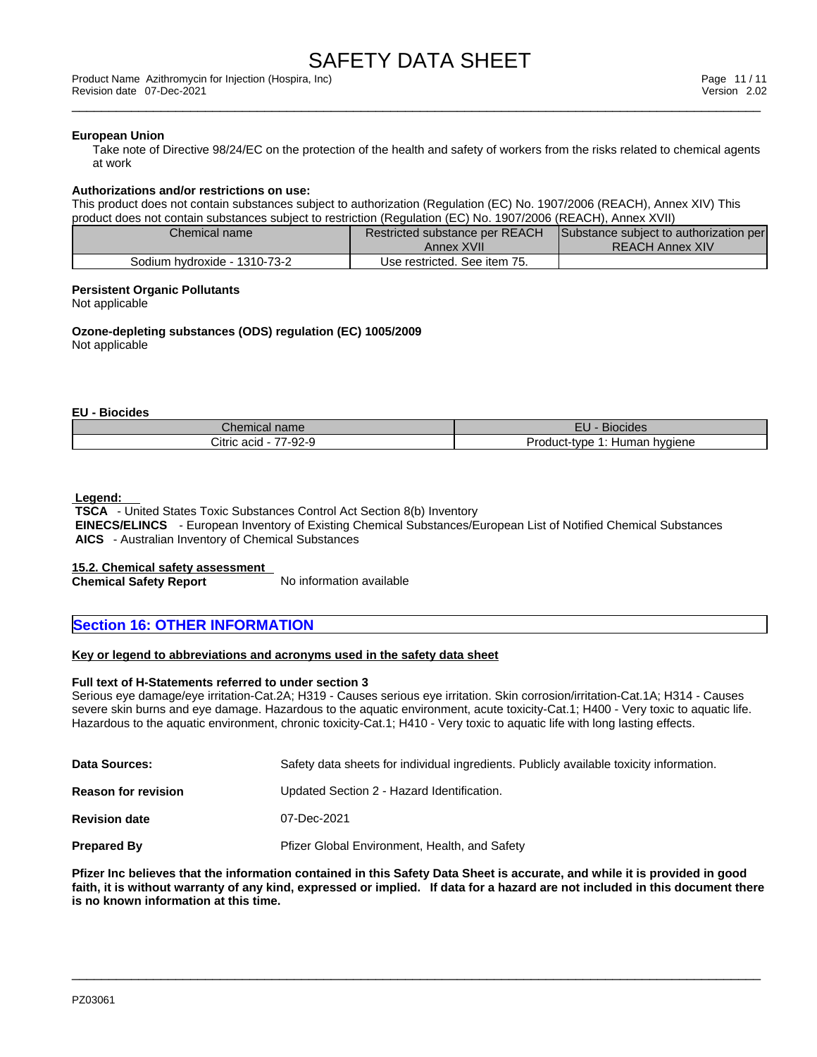**European Union**

Take note of Directive 98/24/EC on the protection of the health and safety of workers from the risks related to chemical agents at work

**Authorizations and/or restrictions on use:**

This product does not contain substances subject to authorization (Regulation (EC) No. 1907/2006 (REACH), Annex XIV) This product does not contain substances subject to restriction (Regulation (EC) No. 1907/2006 (REACH), Annex XVII)

| Chemical name | Restricted substance per REACH Annex XVII | Substance subject to authorization per REACH Annex XIV |
|---|---|---|
| Sodium hydroxide - 1310-73-2 | Use restricted. See item 75. | |

**Persistent Organic Pollutants**

Not applicable

**Ozone-depleting substances (ODS) regulation (EC) 1005/2009**

Not applicable

**EU - Biocides**

| Chemical name | EU - Biocides |
|---|---|
| Citric acid - 77-92-9 | Product-type 1: Human hygiene |

**Legend:**

**TSCA** - United States Toxic Substances Control Act Section 8(b) Inventory
**EINECS/ELINCS** - European Inventory of Existing Chemical Substances/European List of Notified Chemical Substances
**AICS** - Australian Inventory of Chemical Substances

**15.2. Chemical safety assessment**

**Chemical Safety Report** No information available

## Section 16: OTHER INFORMATION

**Key or legend to abbreviations and acronyms used in the safety data sheet**

**Full text of H-Statements referred to under section 3**

Serious eye damage/eye irritation-Cat.2A; H319 - Causes serious eye irritation. Skin corrosion/irritation-Cat.1A; H314 - Causes severe skin burns and eye damage. Hazardous to the aquatic environment, acute toxicity-Cat.1; H400 - Very toxic to aquatic life. Hazardous to the aquatic environment, chronic toxicity-Cat.1; H410 - Very toxic to aquatic life with long lasting effects.

**Data Sources:** Safety data sheets for individual ingredients. Publicly available toxicity information.

**Reason for revision** Updated Section 2 - Hazard Identification.

**Revision date** 07-Dec-2021

**Prepared By** Pfizer Global Environment, Health, and Safety

**Pfizer Inc believes that the information contained in this Safety Data Sheet is accurate, and while it is provided in good faith, it is without warranty of any kind, expressed or implied. If data for a hazard are not included in this document there is no known information at this time.**